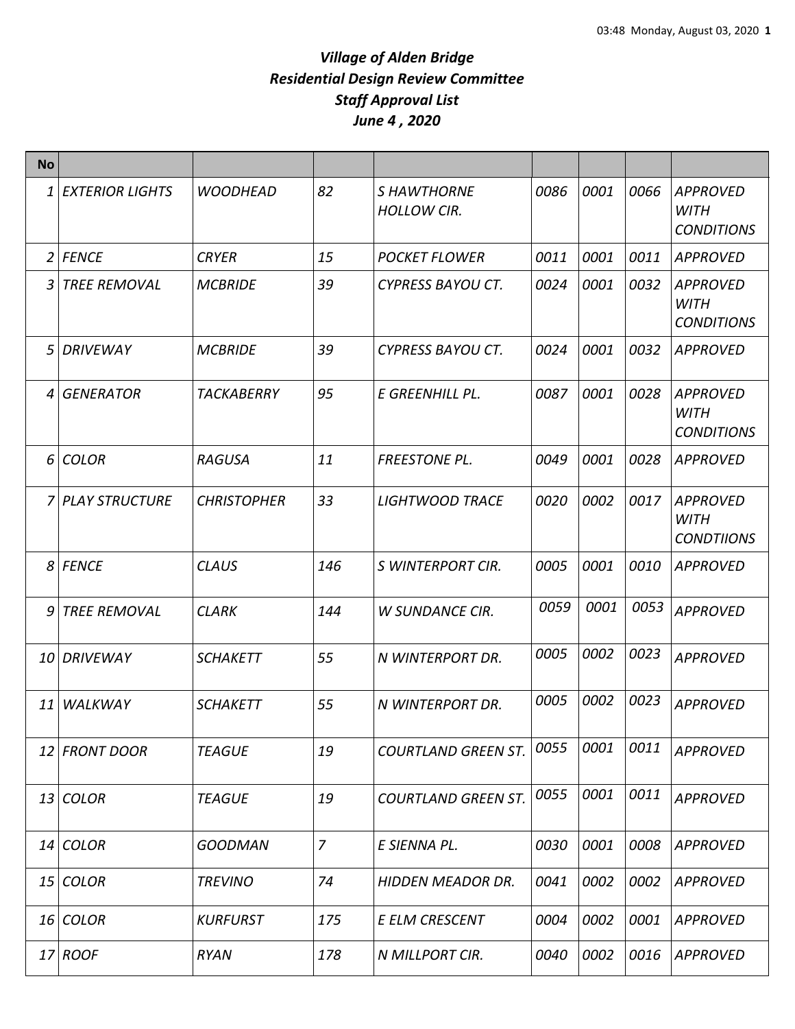***Village of Alden Bridge***
***Residential Design Review Committee***
***Staff Approval List***
***June 4 , 2020***

| No | | | | | | | | |
|---|---|---|---|---|---|---|---|---|
| *1* | *EXTERIOR LIGHTS* | *WOODHEAD* | *82* | *S HAWTHORNE HOLLOW CIR.* | *0086* | *0001* | *0066* | *APPROVED WITH CONDITIONS* |
| *2* | *FENCE* | *CRYER* | *15* | *POCKET FLOWER* | *0011* | *0001* | *0011* | *APPROVED* |
| *3* | *TREE REMOVAL* | *MCBRIDE* | *39* | *CYPRESS BAYOU CT.* | *0024* | *0001* | *0032* | *APPROVED WITH CONDITIONS* |
| *5* | *DRIVEWAY* | *MCBRIDE* | *39* | *CYPRESS BAYOU CT.* | *0024* | *0001* | *0032* | *APPROVED* |
| *4* | *GENERATOR* | *TACKABERRY* | *95* | *E GREENHILL PL.* | *0087* | *0001* | *0028* | *APPROVED WITH CONDITIONS* |
| *6* | *COLOR* | *RAGUSA* | *11* | *FREESTONE PL.* | *0049* | *0001* | *0028* | *APPROVED* |
| *7* | *PLAY STRUCTURE* | *CHRISTOPHER* | *33* | *LIGHTWOOD TRACE* | *0020* | *0002* | *0017* | *APPROVED WITH CONDTIIONS* |
| *8* | *FENCE* | *CLAUS* | *146* | *S WINTERPORT CIR.* | *0005* | *0001* | *0010* | *APPROVED* |
| *9* | *TREE REMOVAL* | *CLARK* | *144* | *W SUNDANCE CIR.* | *0059* | *0001* | *0053* | *APPROVED* |
| *10* | *DRIVEWAY* | *SCHAKETT* | *55* | *N WINTERPORT DR.* | *0005* | *0002* | *0023* | *APPROVED* |
| *11* | *WALKWAY* | *SCHAKETT* | *55* | *N WINTERPORT DR.* | *0005* | *0002* | *0023* | *APPROVED* |
| *12* | *FRONT DOOR* | *TEAGUE* | *19* | *COURTLAND GREEN ST.* | *0055* | *0001* | *0011* | *APPROVED* |
| *13* | *COLOR* | *TEAGUE* | *19* | *COURTLAND GREEN ST.* | *0055* | *0001* | *0011* | *APPROVED* |
| *14* | *COLOR* | *GOODMAN* | *7* | *E SIENNA PL.* | *0030* | *0001* | *0008* | *APPROVED* |
| *15* | *COLOR* | *TREVINO* | *74* | *HIDDEN MEADOR DR.* | *0041* | *0002* | *0002* | *APPROVED* |
| *16* | *COLOR* | *KURFURST* | *175* | *E ELM CRESCENT* | *0004* | *0002* | *0001* | *APPROVED* |
| *17* | *ROOF* | *RYAN* | *178* | *N MILLPORT CIR.* | *0040* | *0002* | *0016* | *APPROVED* |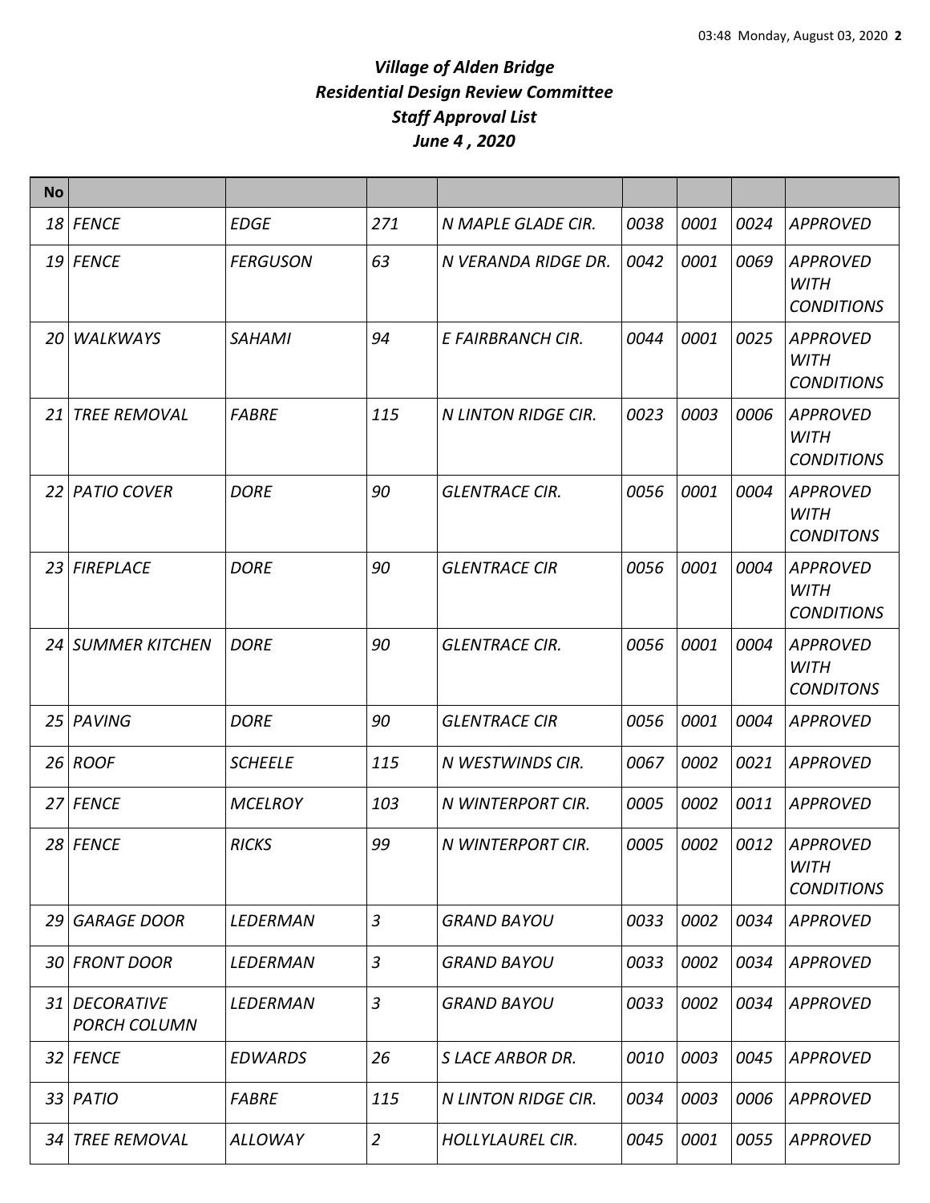***Village of Alden Bridge***
***Residential Design Review Committee***
***Staff Approval List***
***June 4 , 2020***

| No | | | | | | | | |
|---|---|---|---|---|---|---|---|---|
| *18* | *FENCE* | *EDGE* | *271* | *N MAPLE GLADE CIR.* | *0038* | *0001* | *0024* | *APPROVED* |
| *19* | *FENCE* | *FERGUSON* | *63* | *N VERANDA RIDGE DR.* | *0042* | *0001* | *0069* | *APPROVED WITH CONDITIONS* |
| *20* | *WALKWAYS* | *SAHAMI* | *94* | *E FAIRBRANCH CIR.* | *0044* | *0001* | *0025* | *APPROVED WITH CONDITIONS* |
| *21* | *TREE REMOVAL* | *FABRE* | *115* | *N LINTON RIDGE CIR.* | *0023* | *0003* | *0006* | *APPROVED WITH CONDITIONS* |
| *22* | *PATIO COVER* | *DORE* | *90* | *GLENTRACE CIR.* | *0056* | *0001* | *0004* | *APPROVED WITH CONDITONS* |
| *23* | *FIREPLACE* | *DORE* | *90* | *GLENTRACE CIR* | *0056* | *0001* | *0004* | *APPROVED WITH CONDITIONS* |
| *24* | *SUMMER KITCHEN* | *DORE* | *90* | *GLENTRACE CIR.* | *0056* | *0001* | *0004* | *APPROVED WITH CONDITONS* |
| *25* | *PAVING* | *DORE* | *90* | *GLENTRACE CIR* | *0056* | *0001* | *0004* | *APPROVED* |
| *26* | *ROOF* | *SCHEELE* | *115* | *N WESTWINDS CIR.* | *0067* | *0002* | *0021* | *APPROVED* |
| *27* | *FENCE* | *MCELROY* | *103* | *N WINTERPORT CIR.* | *0005* | *0002* | *0011* | *APPROVED* |
| *28* | *FENCE* | *RICKS* | *99* | *N WINTERPORT CIR.* | *0005* | *0002* | *0012* | *APPROVED WITH CONDITIONS* |
| *29* | *GARAGE DOOR* | *LEDERMAN* | *3* | *GRAND BAYOU* | *0033* | *0002* | *0034* | *APPROVED* |
| *30* | *FRONT DOOR* | *LEDERMAN* | *3* | *GRAND BAYOU* | *0033* | *0002* | *0034* | *APPROVED* |
| *31* | *DECORATIVE PORCH COLUMN* | *LEDERMAN* | *3* | *GRAND BAYOU* | *0033* | *0002* | *0034* | *APPROVED* |
| *32* | *FENCE* | *EDWARDS* | *26* | *S LACE ARBOR DR.* | *0010* | *0003* | *0045* | *APPROVED* |
| *33* | *PATIO* | *FABRE* | *115* | *N LINTON RIDGE CIR.* | *0034* | *0003* | *0006* | *APPROVED* |
| *34* | *TREE REMOVAL* | *ALLOWAY* | *2* | *HOLLYLAUREL CIR.* | *0045* | *0001* | *0055* | *APPROVED* |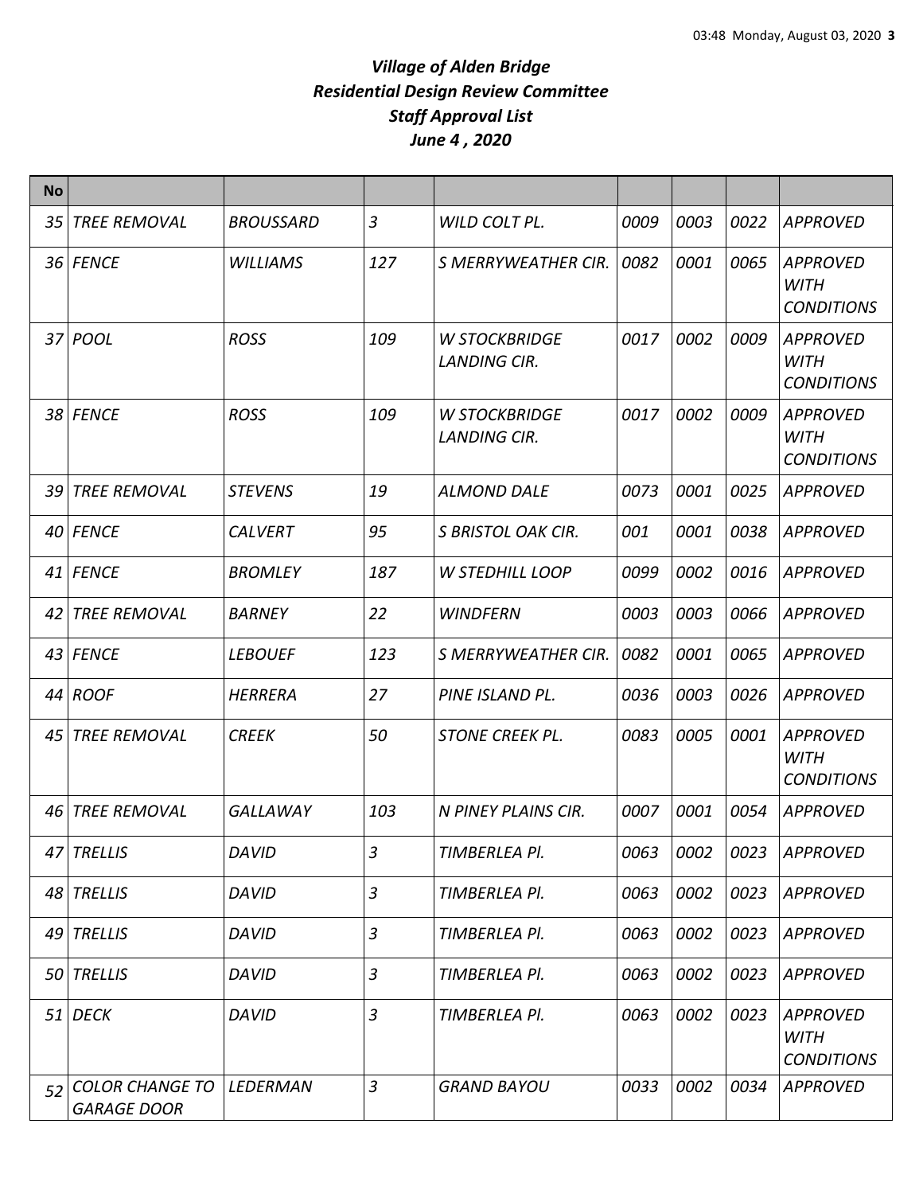# *Village of Alden Bridge*
# *Residential Design Review Committee*
# *Staff Approval List*
# *June 4 , 2020*

| No | | | | | | | | |
|---|---|---|---|---|---|---|---|---|
| 35 | *TREE REMOVAL* | *BROUSSARD* | *3* | *WILD COLT PL.* | *0009* | *0003* | *0022* | *APPROVED* |
| 36 | *FENCE* | *WILLIAMS* | *127* | *S MERRYWEATHER CIR.* | *0082* | *0001* | *0065* | *APPROVED WITH CONDITIONS* |
| 37 | *POOL* | *ROSS* | *109* | *W STOCKBRIDGE LANDING CIR.* | *0017* | *0002* | *0009* | *APPROVED WITH CONDITIONS* |
| 38 | *FENCE* | *ROSS* | *109* | *W STOCKBRIDGE LANDING CIR.* | *0017* | *0002* | *0009* | *APPROVED WITH CONDITIONS* |
| 39 | *TREE REMOVAL* | *STEVENS* | *19* | *ALMOND DALE* | *0073* | *0001* | *0025* | *APPROVED* |
| 40 | *FENCE* | *CALVERT* | *95* | *S BRISTOL OAK CIR.* | *001* | *0001* | *0038* | *APPROVED* |
| 41 | *FENCE* | *BROMLEY* | *187* | *W STEDHILL LOOP* | *0099* | *0002* | *0016* | *APPROVED* |
| 42 | *TREE REMOVAL* | *BARNEY* | *22* | *WINDFERN* | *0003* | *0003* | *0066* | *APPROVED* |
| 43 | *FENCE* | *LEBOUEF* | *123* | *S MERRYWEATHER CIR.* | *0082* | *0001* | *0065* | *APPROVED* |
| 44 | *ROOF* | *HERRERA* | *27* | *PINE ISLAND PL.* | *0036* | *0003* | *0026* | *APPROVED* |
| 45 | *TREE REMOVAL* | *CREEK* | *50* | *STONE CREEK PL.* | *0083* | *0005* | *0001* | *APPROVED WITH CONDITIONS* |
| 46 | *TREE REMOVAL* | *GALLAWAY* | *103* | *N PINEY PLAINS CIR.* | *0007* | *0001* | *0054* | *APPROVED* |
| 47 | *TRELLIS* | *DAVID* | *3* | *TIMBERLEA Pl.* | *0063* | *0002* | *0023* | *APPROVED* |
| 48 | *TRELLIS* | *DAVID* | *3* | *TIMBERLEA Pl.* | *0063* | *0002* | *0023* | *APPROVED* |
| 49 | *TRELLIS* | *DAVID* | *3* | *TIMBERLEA Pl.* | *0063* | *0002* | *0023* | *APPROVED* |
| 50 | *TRELLIS* | *DAVID* | *3* | *TIMBERLEA Pl.* | *0063* | *0002* | *0023* | *APPROVED* |
| 51 | *DECK* | *DAVID* | *3* | *TIMBERLEA Pl.* | *0063* | *0002* | *0023* | *APPROVED WITH CONDITIONS* |
| 52 | *COLOR CHANGE TO GARAGE DOOR* | *LEDERMAN* | *3* | *GRAND BAYOU* | *0033* | *0002* | *0034* | *APPROVED* |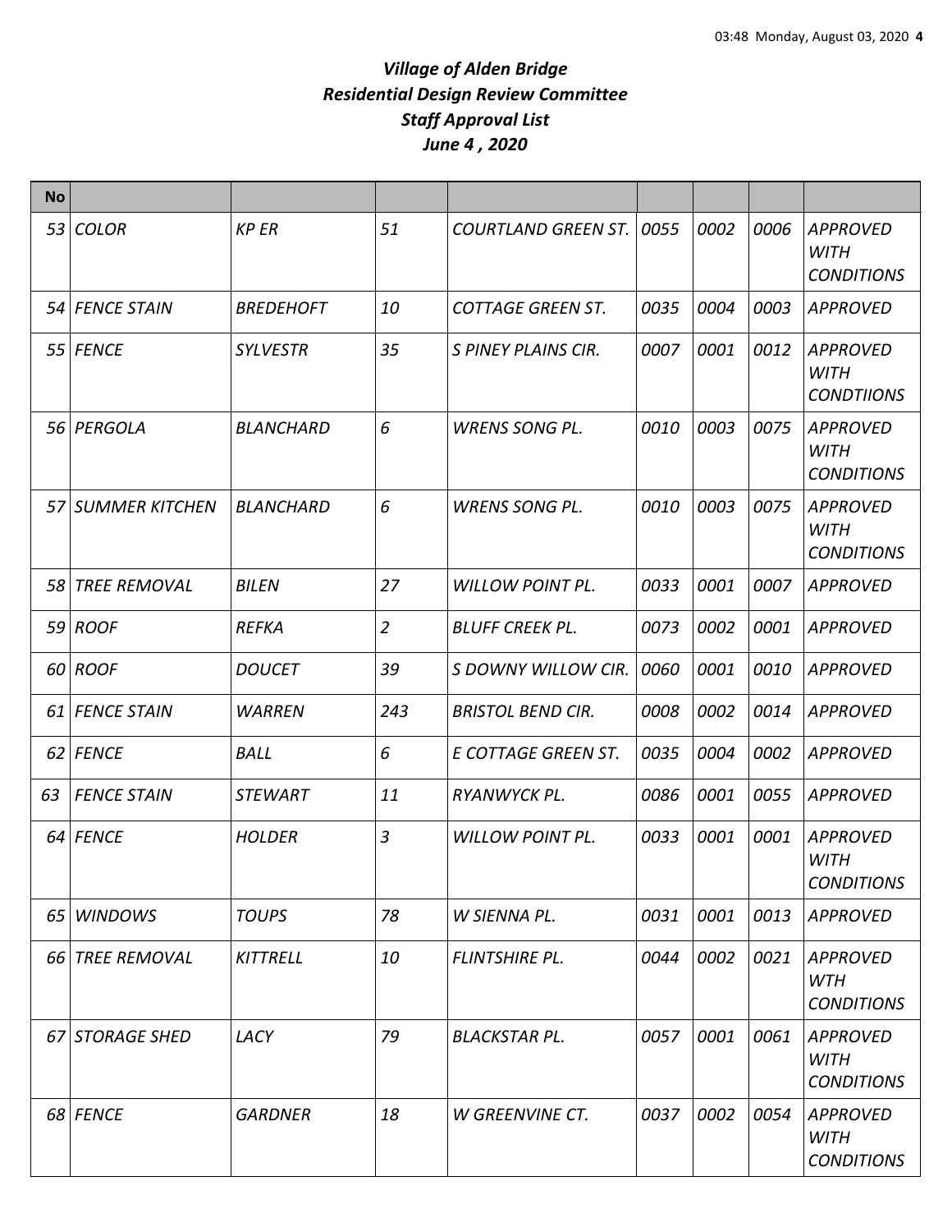# *Village of Alden Bridge*
# *Residential Design Review Committee*
# *Staff Approval List*
# *June 4 , 2020*

| No | | | | | | | | |
|---|---|---|---|---|---|---|---|---|
| 53 | COLOR | KP ER | 51 | COURTLAND GREEN ST. | 0055 | 0002 | 0006 | APPROVED WITH CONDITIONS |
| 54 | FENCE STAIN | BREDEHOFT | 10 | COTTAGE GREEN ST. | 0035 | 0004 | 0003 | APPROVED |
| 55 | FENCE | SYLVESTR | 35 | S PINEY PLAINS CIR. | 0007 | 0001 | 0012 | APPROVED WITH CONDTIIONS |
| 56 | PERGOLA | BLANCHARD | 6 | WRENS SONG PL. | 0010 | 0003 | 0075 | APPROVED WITH CONDITIONS |
| 57 | SUMMER KITCHEN | BLANCHARD | 6 | WRENS SONG PL. | 0010 | 0003 | 0075 | APPROVED WITH CONDITIONS |
| 58 | TREE REMOVAL | BILEN | 27 | WILLOW POINT PL. | 0033 | 0001 | 0007 | APPROVED |
| 59 | ROOF | REFKA | 2 | BLUFF CREEK PL. | 0073 | 0002 | 0001 | APPROVED |
| 60 | ROOF | DOUCET | 39 | S DOWNY WILLOW CIR. | 0060 | 0001 | 0010 | APPROVED |
| 61 | FENCE STAIN | WARREN | 243 | BRISTOL BEND CIR. | 0008 | 0002 | 0014 | APPROVED |
| 62 | FENCE | BALL | 6 | E COTTAGE GREEN ST. | 0035 | 0004 | 0002 | APPROVED |
| 63 | FENCE STAIN | STEWART | 11 | RYANWYCK PL. | 0086 | 0001 | 0055 | APPROVED |
| 64 | FENCE | HOLDER | 3 | WILLOW POINT PL. | 0033 | 0001 | 0001 | APPROVED WITH CONDITIONS |
| 65 | WINDOWS | TOUPS | 78 | W SIENNA PL. | 0031 | 0001 | 0013 | APPROVED |
| 66 | TREE REMOVAL | KITTRELL | 10 | FLINTSHIRE PL. | 0044 | 0002 | 0021 | APPROVED WTH CONDITIONS |
| 67 | STORAGE SHED | LACY | 79 | BLACKSTAR PL. | 0057 | 0001 | 0061 | APPROVED WITH CONDITIONS |
| 68 | FENCE | GARDNER | 18 | W GREENVINE CT. | 0037 | 0002 | 0054 | APPROVED WITH CONDITIONS |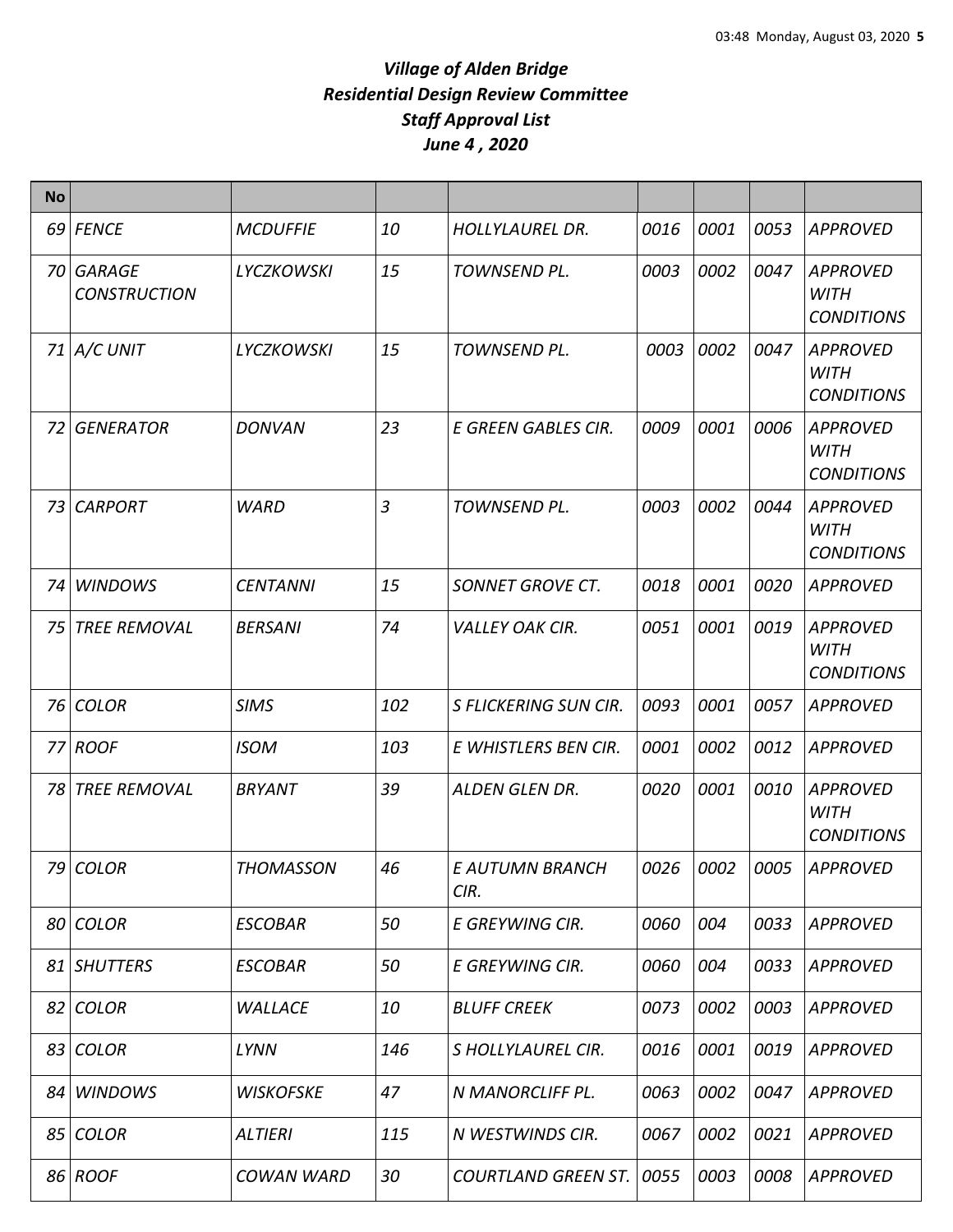# *Village of Alden Bridge*
# *Residential Design Review Committee*
# *Staff Approval List*
# *June 4 , 2020*

| No | | | | | | | | |
|---|---|---|---|---|---|---|---|---|
| 69 | FENCE | MCDUFFIE | 10 | HOLLYLAUREL DR. | 0016 | 0001 | 0053 | APPROVED |
| 70 | GARAGE CONSTRUCTION | LYCZKOWSKI | 15 | TOWNSEND PL. | 0003 | 0002 | 0047 | APPROVED WITH CONDITIONS |
| 71 | A/C UNIT | LYCZKOWSKI | 15 | TOWNSEND PL. | 0003 | 0002 | 0047 | APPROVED WITH CONDITIONS |
| 72 | GENERATOR | DONVAN | 23 | E GREEN GABLES CIR. | 0009 | 0001 | 0006 | APPROVED WITH CONDITIONS |
| 73 | CARPORT | WARD | 3 | TOWNSEND PL. | 0003 | 0002 | 0044 | APPROVED WITH CONDITIONS |
| 74 | WINDOWS | CENTANNI | 15 | SONNET GROVE CT. | 0018 | 0001 | 0020 | APPROVED |
| 75 | TREE REMOVAL | BERSANI | 74 | VALLEY OAK CIR. | 0051 | 0001 | 0019 | APPROVED WITH CONDITIONS |
| 76 | COLOR | SIMS | 102 | S FLICKERING SUN CIR. | 0093 | 0001 | 0057 | APPROVED |
| 77 | ROOF | ISOM | 103 | E WHISTLERS BEN CIR. | 0001 | 0002 | 0012 | APPROVED |
| 78 | TREE REMOVAL | BRYANT | 39 | ALDEN GLEN DR. | 0020 | 0001 | 0010 | APPROVED WITH CONDITIONS |
| 79 | COLOR | THOMASSON | 46 | E AUTUMN BRANCH CIR. | 0026 | 0002 | 0005 | APPROVED |
| 80 | COLOR | ESCOBAR | 50 | E GREYWING CIR. | 0060 | 004 | 0033 | APPROVED |
| 81 | SHUTTERS | ESCOBAR | 50 | E GREYWING CIR. | 0060 | 004 | 0033 | APPROVED |
| 82 | COLOR | WALLACE | 10 | BLUFF CREEK | 0073 | 0002 | 0003 | APPROVED |
| 83 | COLOR | LYNN | 146 | S HOLLYLAUREL CIR. | 0016 | 0001 | 0019 | APPROVED |
| 84 | WINDOWS | WISKOFSKE | 47 | N MANORCLIFF PL. | 0063 | 0002 | 0047 | APPROVED |
| 85 | COLOR | ALTIERI | 115 | N WESTWINDS CIR. | 0067 | 0002 | 0021 | APPROVED |
| 86 | ROOF | COWAN WARD | 30 | COURTLAND GREEN ST. | 0055 | 0003 | 0008 | APPROVED |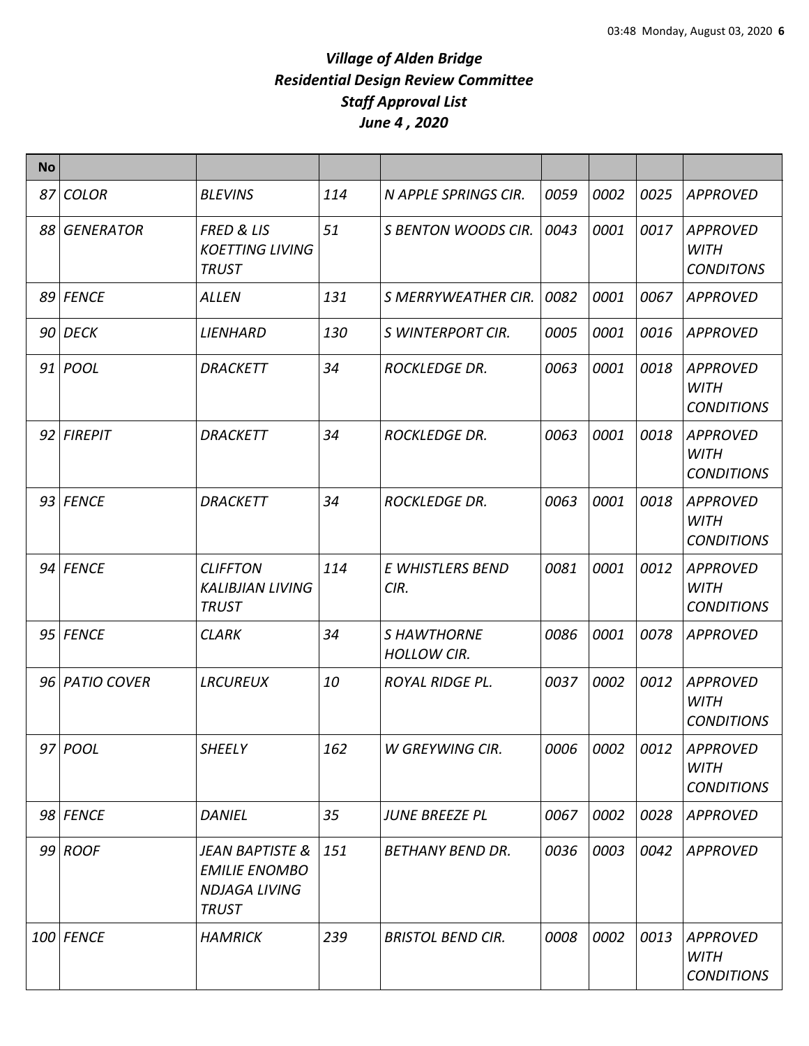# *Village of Alden Bridge*
# *Residential Design Review Committee*
# *Staff Approval List*
# *June 4 , 2020*

| No | | | | | | | | |
|---|---|---|---|---|---|---|---|---|
| 87 | *COLOR* | *BLEVINS* | *114* | *N APPLE SPRINGS CIR.* | *0059* | *0002* | *0025* | *APPROVED* |
| 88 | *GENERATOR* | *FRED & LIS KOETTING LIVING TRUST* | *51* | *S BENTON WOODS CIR.* | *0043* | *0001* | *0017* | *APPROVED WITH CONDITONS* |
| 89 | *FENCE* | *ALLEN* | *131* | *S MERRYWEATHER CIR.* | *0082* | *0001* | *0067* | *APPROVED* |
| 90 | *DECK* | *LIENHARD* | *130* | *S WINTERPORT CIR.* | *0005* | *0001* | *0016* | *APPROVED* |
| 91 | *POOL* | *DRACKETT* | *34* | *ROCKLEDGE DR.* | *0063* | *0001* | *0018* | *APPROVED WITH CONDITIONS* |
| 92 | *FIREPIT* | *DRACKETT* | *34* | *ROCKLEDGE DR.* | *0063* | *0001* | *0018* | *APPROVED WITH CONDITIONS* |
| 93 | *FENCE* | *DRACKETT* | *34* | *ROCKLEDGE DR.* | *0063* | *0001* | *0018* | *APPROVED WITH CONDITIONS* |
| 94 | *FENCE* | *CLIFFTON KALIBJIAN LIVING TRUST* | *114* | *E WHISTLERS BEND CIR.* | *0081* | *0001* | *0012* | *APPROVED WITH CONDITIONS* |
| 95 | *FENCE* | *CLARK* | *34* | *S HAWTHORNE HOLLOW CIR.* | *0086* | *0001* | *0078* | *APPROVED* |
| 96 | *PATIO COVER* | *LRCUREUX* | *10* | *ROYAL RIDGE PL.* | *0037* | *0002* | *0012* | *APPROVED WITH CONDITIONS* |
| 97 | *POOL* | *SHEELY* | *162* | *W GREYWING CIR.* | *0006* | *0002* | *0012* | *APPROVED WITH CONDITIONS* |
| 98 | *FENCE* | *DANIEL* | *35* | *JUNE BREEZE PL* | *0067* | *0002* | *0028* | *APPROVED* |
| 99 | *ROOF* | *JEAN BAPTISTE & EMILIE ENOMBO NDJAGA LIVING TRUST* | *151* | *BETHANY BEND DR.* | *0036* | *0003* | *0042* | *APPROVED* |
| 100 | *FENCE* | *HAMRICK* | *239* | *BRISTOL BEND CIR.* | *0008* | *0002* | *0013* | *APPROVED WITH CONDITIONS* |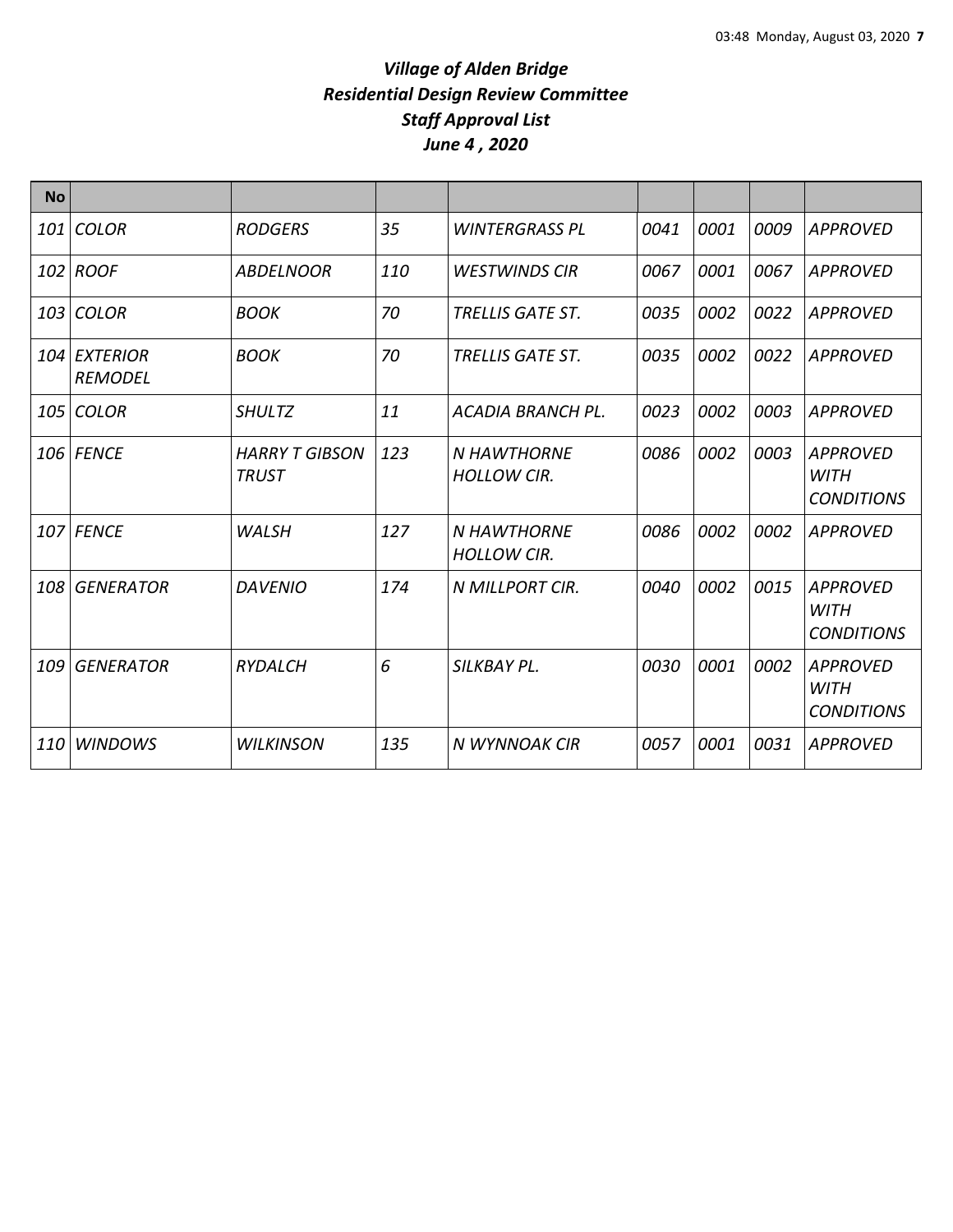# *Village of Alden Bridge*
# *Residential Design Review Committee*
# *Staff Approval List*
# *June 4 , 2020*

| No | | | | | | | | |
|---|---|---|---|---|---|---|---|---|
| *101* | *COLOR* | *RODGERS* | *35* | *WINTERGRASS PL* | *0041* | *0001* | *0009* | *APPROVED* |
| *102* | *ROOF* | *ABDELNOOR* | *110* | *WESTWINDS CIR* | *0067* | *0001* | *0067* | *APPROVED* |
| *103* | *COLOR* | *BOOK* | *70* | *TRELLIS GATE ST.* | *0035* | *0002* | *0022* | *APPROVED* |
| *104* | *EXTERIOR REMODEL* | *BOOK* | *70* | *TRELLIS GATE ST.* | *0035* | *0002* | *0022* | *APPROVED* |
| *105* | *COLOR* | *SHULTZ* | *11* | *ACADIA BRANCH PL.* | *0023* | *0002* | *0003* | *APPROVED* |
| *106* | *FENCE* | *HARRY T GIBSON TRUST* | *123* | *N HAWTHORNE HOLLOW CIR.* | *0086* | *0002* | *0003* | *APPROVED WITH CONDITIONS* |
| *107* | *FENCE* | *WALSH* | *127* | *N HAWTHORNE HOLLOW CIR.* | *0086* | *0002* | *0002* | *APPROVED* |
| *108* | *GENERATOR* | *DAVENIO* | *174* | *N MILLPORT CIR.* | *0040* | *0002* | *0015* | *APPROVED WITH CONDITIONS* |
| *109* | *GENERATOR* | *RYDALCH* | *6* | *SILKBAY PL.* | *0030* | *0001* | *0002* | *APPROVED WITH CONDITIONS* |
| *110* | *WINDOWS* | *WILKINSON* | *135* | *N WYNNOAK CIR* | *0057* | *0001* | *0031* | *APPROVED* |